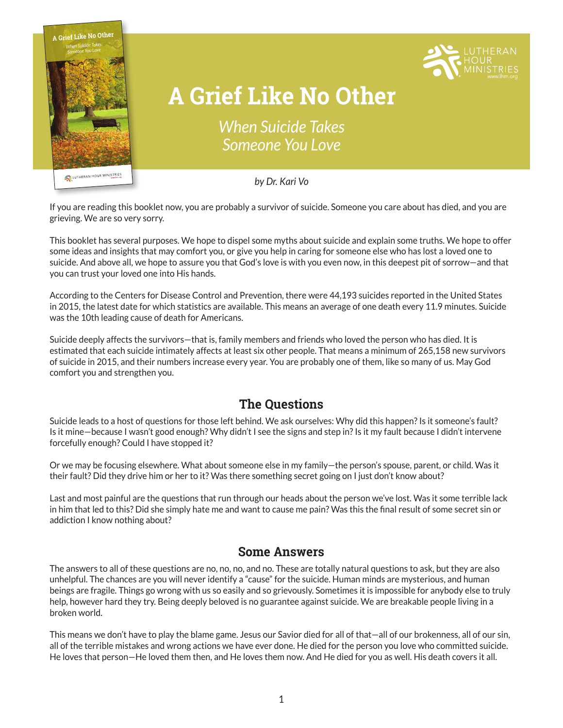# A Grief Like No Other

*When Suicide Takes Someone You Love*

*by Dr. Kari Vo*

If you are reading this booklet now, you are probably a survivor of suicide. Someone you care about has died, and you are grieving. We are so very sorry.

This booklet has several purposes. We hope to dispel some myths about suicide and explain some truths. We hope to offer some ideas and insights that may comfort you, or give you help in caring for someone else who has lost a loved one to suicide. And above all, we hope to assure you that God's love is with you even now, in this deepest pit of sorrow—and that you can trust your loved one into His hands.

According to the Centers for Disease Control and Prevention, there were 44,193 suicides reported in the United States in 2015, the latest date for which statistics are available. This means an average of one death every 11.9 minutes. Suicide was the 10th leading cause of death for Americans.

Suicide deeply affects the survivors—that is, family members and friends who loved the person who has died. It is estimated that each suicide intimately affects at least six other people. That means a minimum of 265,158 new survivors of suicide in 2015, and their numbers increase every year. You are probably one of them, like so many of us. May God comfort you and strengthen you.

## The Questions

Suicide leads to a host of questions for those left behind. We ask ourselves: Why did this happen? Is it someone's fault? Is it mine—because I wasn't good enough? Why didn't I see the signs and step in? Is it my fault because I didn't intervene forcefully enough? Could I have stopped it?

Or we may be focusing elsewhere. What about someone else in my family—the person's spouse, parent, or child. Was it their fault? Did they drive him or her to it? Was there something secret going on I just don't know about?

Last and most painful are the questions that run through our heads about the person we've lost. Was it some terrible lack in him that led to this? Did she simply hate me and want to cause me pain? Was this the final result of some secret sin or addiction I know nothing about?

## Some Answers

The answers to all of these questions are no, no, no, and no. These are totally natural questions to ask, but they are also unhelpful. The chances are you will never identify a "cause" for the suicide. Human minds are mysterious, and human beings are fragile. Things go wrong with us so easily and so grievously. Sometimes it is impossible for anybody else to truly help, however hard they try. Being deeply beloved is no guarantee against suicide. We are breakable people living in a broken world.

This means we don't have to play the blame game. Jesus our Savior died for all of that—all of our brokenness, all of our sin, all of the terrible mistakes and wrong actions we have ever done. He died for the person you love who committed suicide. He loves that person—He loved them then, and He loves them now. And He died for you as well. His death covers it all.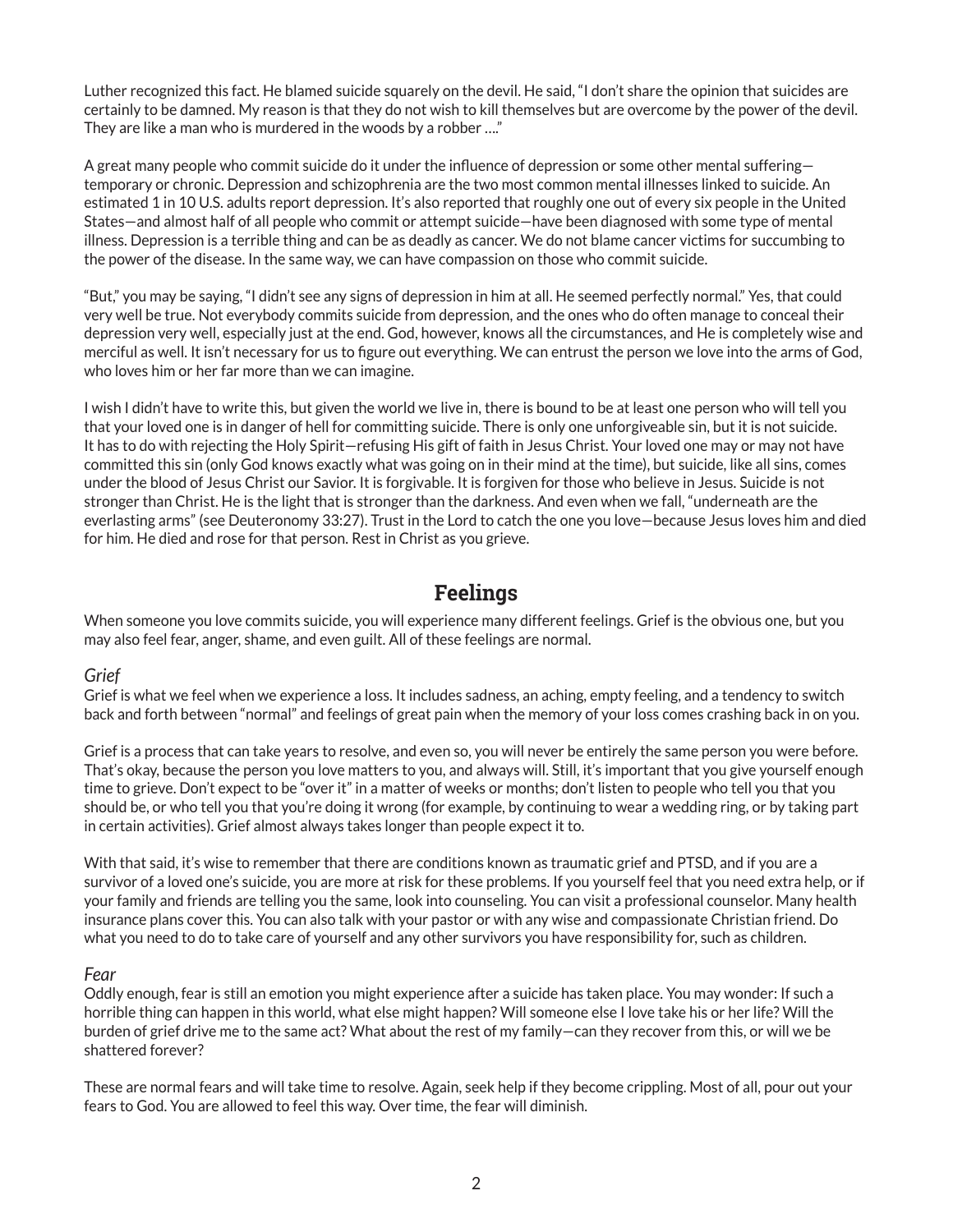Luther recognized this fact. He blamed suicide squarely on the devil. He said, "I don't share the opinion that suicides are certainly to be damned. My reason is that they do not wish to kill themselves but are overcome by the power of the devil. They are like a man who is murdered in the woods by a robber …."

A great many people who commit suicide do it under the influence of depression or some other mental suffering—temporary or chronic. Depression and schizophrenia are the two most common mental illnesses linked to suicide. An estimated 1 in 10 U.S. adults report depression. It's also reported that roughly one out of every six people in the United States—and almost half of all people who commit or attempt suicide—have been diagnosed with some type of mental illness. Depression is a terrible thing and can be as deadly as cancer. We do not blame cancer victims for succumbing to the power of the disease. In the same way, we can have compassion on those who commit suicide.

"But," you may be saying, "I didn't see any signs of depression in him at all. He seemed perfectly normal." Yes, that could very well be true. Not everybody commits suicide from depression, and the ones who do often manage to conceal their depression very well, especially just at the end. God, however, knows all the circumstances, and He is completely wise and merciful as well. It isn't necessary for us to figure out everything. We can entrust the person we love into the arms of God, who loves him or her far more than we can imagine.

I wish I didn't have to write this, but given the world we live in, there is bound to be at least one person who will tell you that your loved one is in danger of hell for committing suicide. There is only one unforgiveable sin, but it is not suicide. It has to do with rejecting the Holy Spirit—refusing His gift of faith in Jesus Christ. Your loved one may or may not have committed this sin (only God knows exactly what was going on in their mind at the time), but suicide, like all sins, comes under the blood of Jesus Christ our Savior. It is forgivable. It is forgiven for those who believe in Jesus. Suicide is not stronger than Christ. He is the light that is stronger than the darkness. And even when we fall, "underneath are the everlasting arms" (see Deuteronomy 33:27). Trust in the Lord to catch the one you love—because Jesus loves him and died for him. He died and rose for that person. Rest in Christ as you grieve.

## Feelings

When someone you love commits suicide, you will experience many different feelings. Grief is the obvious one, but you may also feel fear, anger, shame, and even guilt. All of these feelings are normal.

### *Grief*

Grief is what we feel when we experience a loss. It includes sadness, an aching, empty feeling, and a tendency to switch back and forth between "normal" and feelings of great pain when the memory of your loss comes crashing back in on you.

Grief is a process that can take years to resolve, and even so, you will never be entirely the same person you were before. That's okay, because the person you love matters to you, and always will. Still, it's important that you give yourself enough time to grieve. Don't expect to be "over it" in a matter of weeks or months; don't listen to people who tell you that you should be, or who tell you that you're doing it wrong (for example, by continuing to wear a wedding ring, or by taking part in certain activities). Grief almost always takes longer than people expect it to.

With that said, it's wise to remember that there are conditions known as traumatic grief and PTSD, and if you are a survivor of a loved one's suicide, you are more at risk for these problems. If you yourself feel that you need extra help, or if your family and friends are telling you the same, look into counseling. You can visit a professional counselor. Many health insurance plans cover this. You can also talk with your pastor or with any wise and compassionate Christian friend. Do what you need to do to take care of yourself and any other survivors you have responsibility for, such as children.

### *Fear*

Oddly enough, fear is still an emotion you might experience after a suicide has taken place. You may wonder: If such a horrible thing can happen in this world, what else might happen? Will someone else I love take his or her life? Will the burden of grief drive me to the same act? What about the rest of my family—can they recover from this, or will we be shattered forever?

These are normal fears and will take time to resolve. Again, seek help if they become crippling. Most of all, pour out your fears to God. You are allowed to feel this way. Over time, the fear will diminish.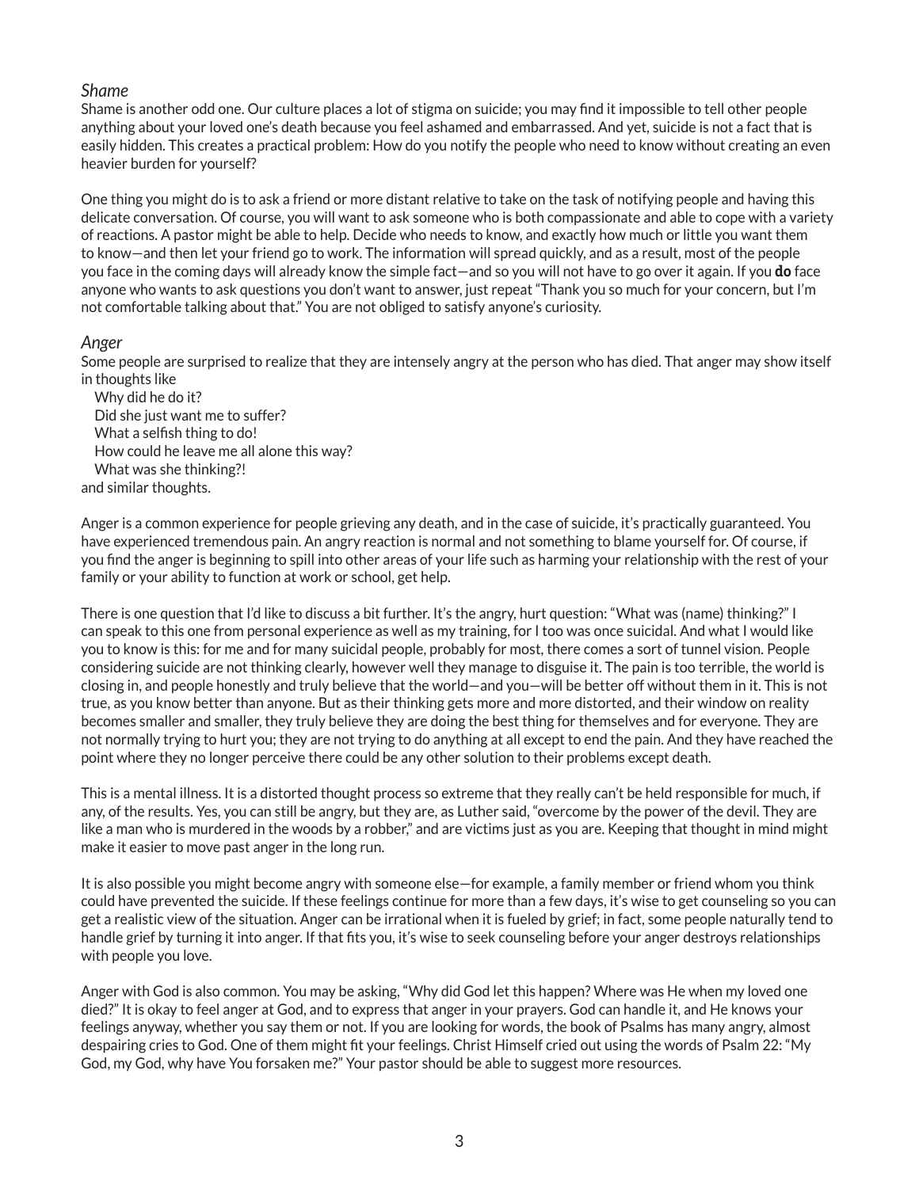### *Shame*

Shame is another odd one. Our culture places a lot of stigma on suicide; you may find it impossible to tell other people anything about your loved one's death because you feel ashamed and embarrassed. And yet, suicide is not a fact that is easily hidden. This creates a practical problem: How do you notify the people who need to know without creating an even heavier burden for yourself?

One thing you might do is to ask a friend or more distant relative to take on the task of notifying people and having this delicate conversation. Of course, you will want to ask someone who is both compassionate and able to cope with a variety of reactions. A pastor might be able to help. Decide who needs to know, and exactly how much or little you want them to know—and then let your friend go to work. The information will spread quickly, and as a result, most of the people you face in the coming days will already know the simple fact—and so you will not have to go over it again. If you **do** face anyone who wants to ask questions you don't want to answer, just repeat "Thank you so much for your concern, but I'm not comfortable talking about that." You are not obliged to satisfy anyone's curiosity.

### *Anger*

Some people are surprised to realize that they are intensely angry at the person who has died. That anger may show itself in thoughts like

Why did he do it?
Did she just want me to suffer?
What a selfish thing to do!
How could he leave me all alone this way?
What was she thinking?!

and similar thoughts.

Anger is a common experience for people grieving any death, and in the case of suicide, it's practically guaranteed. You have experienced tremendous pain. An angry reaction is normal and not something to blame yourself for. Of course, if you find the anger is beginning to spill into other areas of your life such as harming your relationship with the rest of your family or your ability to function at work or school, get help.

There is one question that I'd like to discuss a bit further. It's the angry, hurt question: "What was (name) thinking?" I can speak to this one from personal experience as well as my training, for I too was once suicidal. And what I would like you to know is this: for me and for many suicidal people, probably for most, there comes a sort of tunnel vision. People considering suicide are not thinking clearly, however well they manage to disguise it. The pain is too terrible, the world is closing in, and people honestly and truly believe that the world—and you—will be better off without them in it. This is not true, as you know better than anyone. But as their thinking gets more and more distorted, and their window on reality becomes smaller and smaller, they truly believe they are doing the best thing for themselves and for everyone. They are not normally trying to hurt you; they are not trying to do anything at all except to end the pain. And they have reached the point where they no longer perceive there could be any other solution to their problems except death.

This is a mental illness. It is a distorted thought process so extreme that they really can't be held responsible for much, if any, of the results. Yes, you can still be angry, but they are, as Luther said, "overcome by the power of the devil. They are like a man who is murdered in the woods by a robber," and are victims just as you are. Keeping that thought in mind might make it easier to move past anger in the long run.

It is also possible you might become angry with someone else—for example, a family member or friend whom you think could have prevented the suicide. If these feelings continue for more than a few days, it's wise to get counseling so you can get a realistic view of the situation. Anger can be irrational when it is fueled by grief; in fact, some people naturally tend to handle grief by turning it into anger. If that fits you, it's wise to seek counseling before your anger destroys relationships with people you love.

Anger with God is also common. You may be asking, "Why did God let this happen? Where was He when my loved one died?" It is okay to feel anger at God, and to express that anger in your prayers. God can handle it, and He knows your feelings anyway, whether you say them or not. If you are looking for words, the book of Psalms has many angry, almost despairing cries to God. One of them might fit your feelings. Christ Himself cried out using the words of Psalm 22: "My God, my God, why have You forsaken me?" Your pastor should be able to suggest more resources.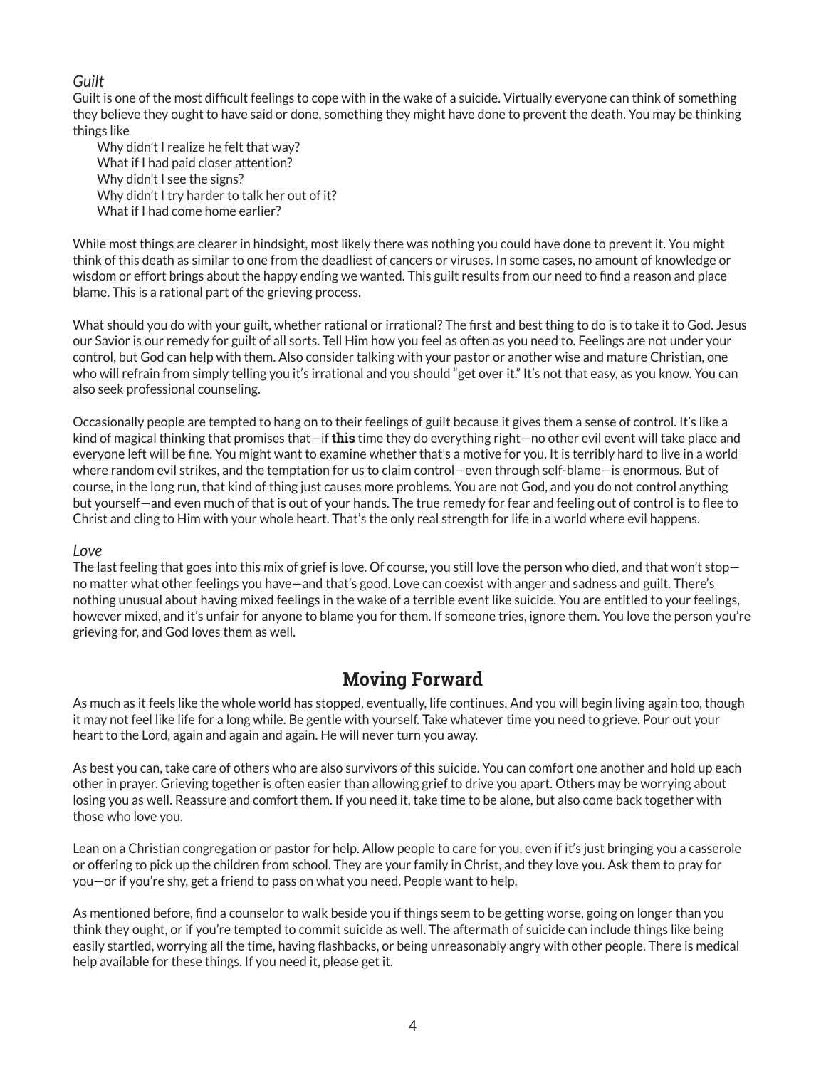*Guilt*

Guilt is one of the most difficult feelings to cope with in the wake of a suicide. Virtually everyone can think of something they believe they ought to have said or done, something they might have done to prevent the death. You may be thinking things like

Why didn't I realize he felt that way?
What if I had paid closer attention?
Why didn't I see the signs?
Why didn't I try harder to talk her out of it?
What if I had come home earlier?

While most things are clearer in hindsight, most likely there was nothing you could have done to prevent it. You might think of this death as similar to one from the deadliest of cancers or viruses. In some cases, no amount of knowledge or wisdom or effort brings about the happy ending we wanted. This guilt results from our need to find a reason and place blame. This is a rational part of the grieving process.

What should you do with your guilt, whether rational or irrational? The first and best thing to do is to take it to God. Jesus our Savior is our remedy for guilt of all sorts. Tell Him how you feel as often as you need to. Feelings are not under your control, but God can help with them. Also consider talking with your pastor or another wise and mature Christian, one who will refrain from simply telling you it's irrational and you should "get over it." It's not that easy, as you know. You can also seek professional counseling.

Occasionally people are tempted to hang on to their feelings of guilt because it gives them a sense of control. It's like a kind of magical thinking that promises that—if **this** time they do everything right—no other evil event will take place and everyone left will be fine. You might want to examine whether that's a motive for you. It is terribly hard to live in a world where random evil strikes, and the temptation for us to claim control—even through self-blame—is enormous. But of course, in the long run, that kind of thing just causes more problems. You are not God, and you do not control anything but yourself—and even much of that is out of your hands. The true remedy for fear and feeling out of control is to flee to Christ and cling to Him with your whole heart. That's the only real strength for life in a world where evil happens.

*Love*

The last feeling that goes into this mix of grief is love. Of course, you still love the person who died, and that won't stop—no matter what other feelings you have—and that's good. Love can coexist with anger and sadness and guilt. There's nothing unusual about having mixed feelings in the wake of a terrible event like suicide. You are entitled to your feelings, however mixed, and it's unfair for anyone to blame you for them. If someone tries, ignore them. You love the person you're grieving for, and God loves them as well.

## Moving Forward

As much as it feels like the whole world has stopped, eventually, life continues. And you will begin living again too, though it may not feel like life for a long while. Be gentle with yourself. Take whatever time you need to grieve. Pour out your heart to the Lord, again and again and again. He will never turn you away.

As best you can, take care of others who are also survivors of this suicide. You can comfort one another and hold up each other in prayer. Grieving together is often easier than allowing grief to drive you apart. Others may be worrying about losing you as well. Reassure and comfort them. If you need it, take time to be alone, but also come back together with those who love you.

Lean on a Christian congregation or pastor for help. Allow people to care for you, even if it's just bringing you a casserole or offering to pick up the children from school. They are your family in Christ, and they love you. Ask them to pray for you—or if you're shy, get a friend to pass on what you need. People want to help.

As mentioned before, find a counselor to walk beside you if things seem to be getting worse, going on longer than you think they ought, or if you're tempted to commit suicide as well. The aftermath of suicide can include things like being easily startled, worrying all the time, having flashbacks, or being unreasonably angry with other people. There is medical help available for these things. If you need it, please get it.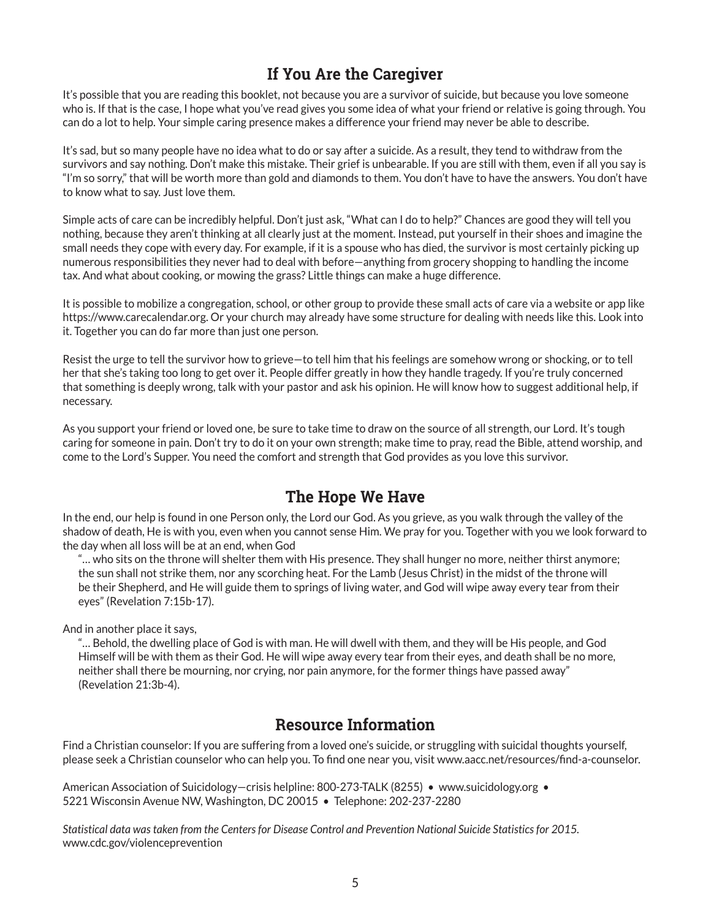## If You Are the Caregiver

It's possible that you are reading this booklet, not because you are a survivor of suicide, but because you love someone who is. If that is the case, I hope what you've read gives you some idea of what your friend or relative is going through. You can do a lot to help. Your simple caring presence makes a difference your friend may never be able to describe.

It's sad, but so many people have no idea what to do or say after a suicide. As a result, they tend to withdraw from the survivors and say nothing. Don't make this mistake. Their grief is unbearable. If you are still with them, even if all you say is "I'm so sorry," that will be worth more than gold and diamonds to them. You don't have to have the answers. You don't have to know what to say. Just love them.

Simple acts of care can be incredibly helpful. Don't just ask, "What can I do to help?" Chances are good they will tell you nothing, because they aren't thinking at all clearly just at the moment. Instead, put yourself in their shoes and imagine the small needs they cope with every day. For example, if it is a spouse who has died, the survivor is most certainly picking up numerous responsibilities they never had to deal with before—anything from grocery shopping to handling the income tax. And what about cooking, or mowing the grass? Little things can make a huge difference.

It is possible to mobilize a congregation, school, or other group to provide these small acts of care via a website or app like https://www.carecalendar.org. Or your church may already have some structure for dealing with needs like this. Look into it. Together you can do far more than just one person.

Resist the urge to tell the survivor how to grieve—to tell him that his feelings are somehow wrong or shocking, or to tell her that she's taking too long to get over it. People differ greatly in how they handle tragedy. If you're truly concerned that something is deeply wrong, talk with your pastor and ask his opinion. He will know how to suggest additional help, if necessary.

As you support your friend or loved one, be sure to take time to draw on the source of all strength, our Lord. It's tough caring for someone in pain. Don't try to do it on your own strength; make time to pray, read the Bible, attend worship, and come to the Lord's Supper. You need the comfort and strength that God provides as you love this survivor.

## The Hope We Have

In the end, our help is found in one Person only, the Lord our God. As you grieve, as you walk through the valley of the shadow of death, He is with you, even when you cannot sense Him. We pray for you. Together with you we look forward to the day when all loss will be at an end, when God

> "… who sits on the throne will shelter them with His presence. They shall hunger no more, neither thirst anymore; the sun shall not strike them, nor any scorching heat. For the Lamb (Jesus Christ) in the midst of the throne will be their Shepherd, and He will guide them to springs of living water, and God will wipe away every tear from their eyes" (Revelation 7:15b-17).

And in another place it says,

> "… Behold, the dwelling place of God is with man. He will dwell with them, and they will be His people, and God Himself will be with them as their God. He will wipe away every tear from their eyes, and death shall be no more, neither shall there be mourning, nor crying, nor pain anymore, for the former things have passed away" (Revelation 21:3b-4).

## Resource Information

Find a Christian counselor: If you are suffering from a loved one's suicide, or struggling with suicidal thoughts yourself, please seek a Christian counselor who can help you. To find one near you, visit www.aacc.net/resources/find-a-counselor.

American Association of Suicidology—crisis helpline: 800-273-TALK (8255) • www.suicidology.org • 5221 Wisconsin Avenue NW, Washington, DC 20015 • Telephone: 202-237-2280

*Statistical data was taken from the Centers for Disease Control and Prevention National Suicide Statistics for 2015.* www.cdc.gov/violenceprevention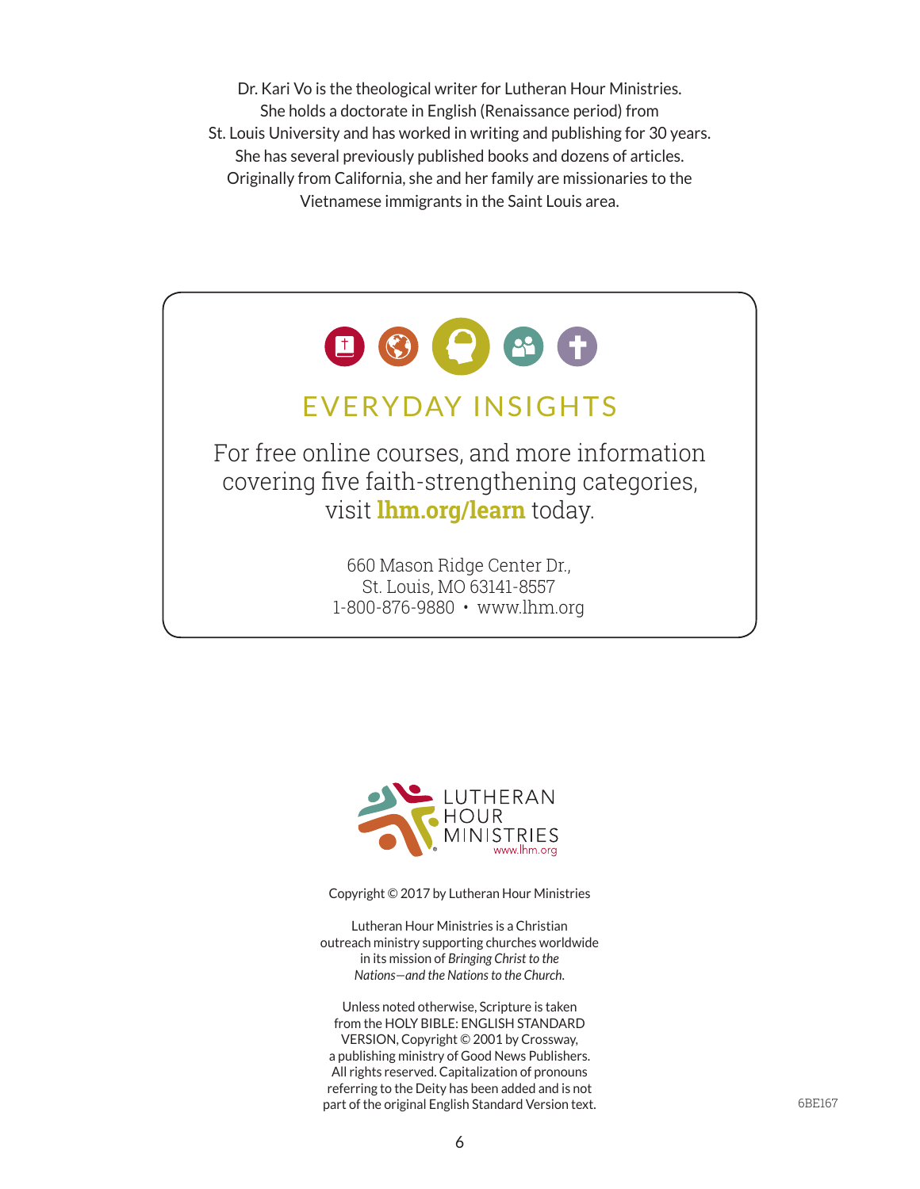Dr. Kari Vo is the theological writer for Lutheran Hour Ministries. She holds a doctorate in English (Renaissance period) from St. Louis University and has worked in writing and publishing for 30 years. She has several previously published books and dozens of articles. Originally from California, she and her family are missionaries to the Vietnamese immigrants in the Saint Louis area.

## EVERYDAY INSIGHTS

For free online courses, and more information covering five faith-strengthening categories, visit **lhm.org/learn** today.

660 Mason Ridge Center Dr.,
St. Louis, MO 63141-8557
1-800-876-9880 • www.lhm.org

LUTHERAN HOUR MINISTRIES
www.lhm.org

Copyright © 2017 by Lutheran Hour Ministries

Lutheran Hour Ministries is a Christian outreach ministry supporting churches worldwide in its mission of *Bringing Christ to the Nations—and the Nations to the Church.*

Unless noted otherwise, Scripture is taken from the HOLY BIBLE: ENGLISH STANDARD VERSION, Copyright © 2001 by Crossway, a publishing ministry of Good News Publishers. All rights reserved. Capitalization of pronouns referring to the Deity has been added and is not part of the original English Standard Version text.

6BE167